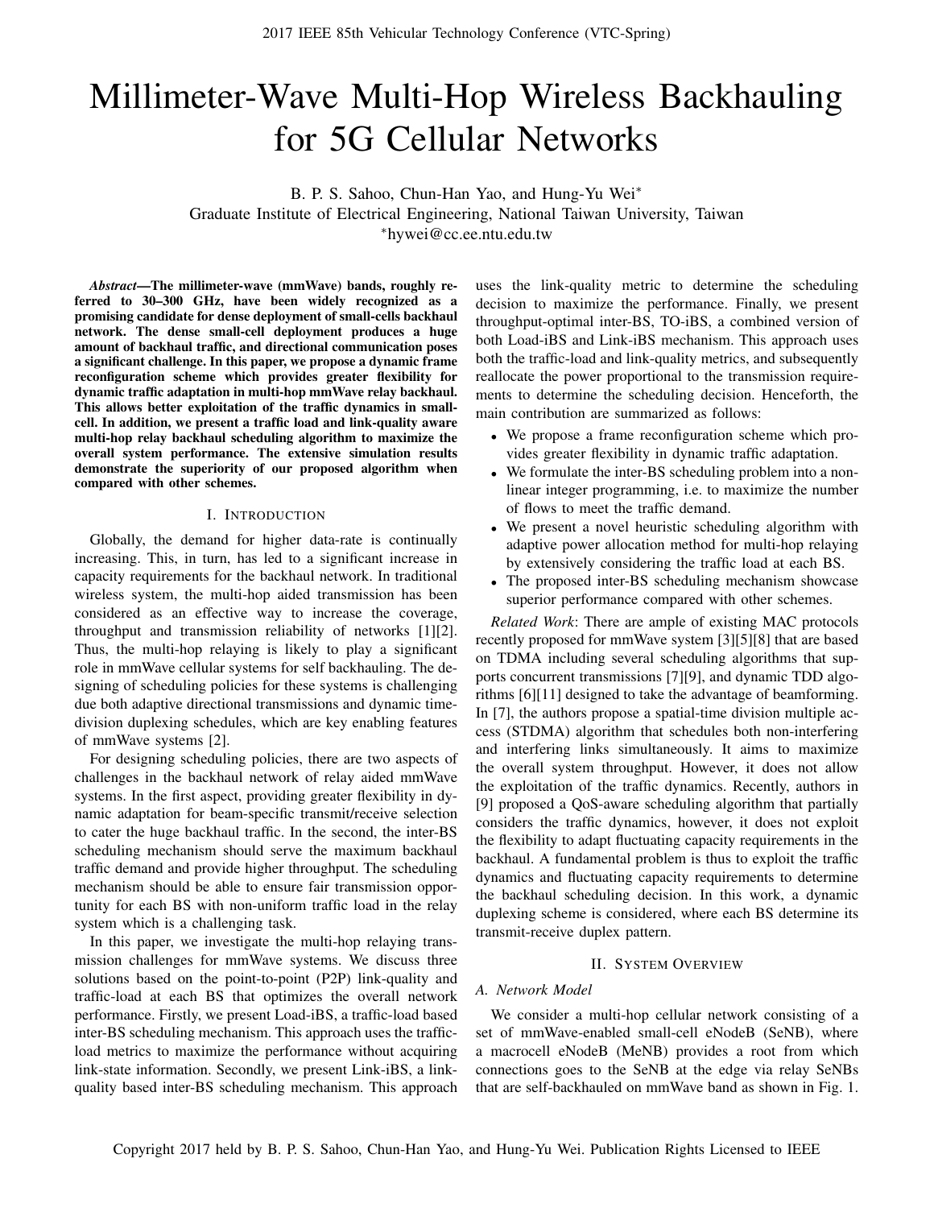# Millimeter-Wave Multi-Hop Wireless Backhauling for 5G Cellular Networks

B. P. S. Sahoo, Chun-Han Yao, and Hung-Yu Wei*

Graduate Institute of Electrical Engineering, National Taiwan University, Taiwan

*hywei@cc.ee.ntu.edu.tw

***Abstract*—The millimeter-wave (mmWave) bands, roughly referred to 30–300 GHz, have been widely recognized as a promising candidate for dense deployment of small-cells backhaul network. The dense small-cell deployment produces a huge amount of backhaul traffic, and directional communication poses a significant challenge. In this paper, we propose a dynamic frame reconfiguration scheme which provides greater flexibility for dynamic traffic adaptation in multi-hop mmWave relay backhaul. This allows better exploitation of the traffic dynamics in small-cell. In addition, we present a traffic load and link-quality aware multi-hop relay backhaul scheduling algorithm to maximize the overall system performance. The extensive simulation results demonstrate the superiority of our proposed algorithm when compared with other schemes.**

## I. Introduction

Globally, the demand for higher data-rate is continually increasing. This, in turn, has led to a significant increase in capacity requirements for the backhaul network. In traditional wireless system, the multi-hop aided transmission has been considered as an effective way to increase the coverage, throughput and transmission reliability of networks [1][2]. Thus, the multi-hop relaying is likely to play a significant role in mmWave cellular systems for self backhauling. The designing of scheduling policies for these systems is challenging due both adaptive directional transmissions and dynamic time-division duplexing schedules, which are key enabling features of mmWave systems [2].

For designing scheduling policies, there are two aspects of challenges in the backhaul network of relay aided mmWave systems. In the first aspect, providing greater flexibility in dynamic adaptation for beam-specific transmit/receive selection to cater the huge backhaul traffic. In the second, the inter-BS scheduling mechanism should serve the maximum backhaul traffic demand and provide higher throughput. The scheduling mechanism should be able to ensure fair transmission opportunity for each BS with non-uniform traffic load in the relay system which is a challenging task.

In this paper, we investigate the multi-hop relaying transmission challenges for mmWave systems. We discuss three solutions based on the point-to-point (P2P) link-quality and traffic-load at each BS that optimizes the overall network performance. Firstly, we present Load-iBS, a traffic-load based inter-BS scheduling mechanism. This approach uses the traffic-load metrics to maximize the performance without acquiring link-state information. Secondly, we present Link-iBS, a link-quality based inter-BS scheduling mechanism. This approach uses the link-quality metric to determine the scheduling decision to maximize the performance. Finally, we present throughput-optimal inter-BS, TO-iBS, a combined version of both Load-iBS and Link-iBS mechanism. This approach uses both the traffic-load and link-quality metrics, and subsequently reallocate the power proportional to the transmission requirements to determine the scheduling decision. Henceforth, the main contribution are summarized as follows:

- We propose a frame reconfiguration scheme which provides greater flexibility in dynamic traffic adaptation.
- We formulate the inter-BS scheduling problem into a non-linear integer programming, i.e. to maximize the number of flows to meet the traffic demand.
- We present a novel heuristic scheduling algorithm with adaptive power allocation method for multi-hop relaying by extensively considering the traffic load at each BS.
- The proposed inter-BS scheduling mechanism showcase superior performance compared with other schemes.

*Related Work*: There are ample of existing MAC protocols recently proposed for mmWave system [3][5][8] that are based on TDMA including several scheduling algorithms that supports concurrent transmissions [7][9], and dynamic TDD algorithms [6][11] designed to take the advantage of beamforming. In [7], the authors propose a spatial-time division multiple access (STDMA) algorithm that schedules both non-interfering and interfering links simultaneously. It aims to maximize the overall system throughput. However, it does not allow the exploitation of the traffic dynamics. Recently, authors in [9] proposed a QoS-aware scheduling algorithm that partially considers the traffic dynamics, however, it does not exploit the flexibility to adapt fluctuating capacity requirements in the backhaul. A fundamental problem is thus to exploit the traffic dynamics and fluctuating capacity requirements to determine the backhaul scheduling decision. In this work, a dynamic duplexing scheme is considered, where each BS determine its transmit-receive duplex pattern.

## II. System Overview

### A. Network Model

We consider a multi-hop cellular network consisting of a set of mmWave-enabled small-cell eNodeB (SeNB), where a macrocell eNodeB (MeNB) provides a root from which connections goes to the SeNB at the edge via relay SeNBs that are self-backhauled on mmWave band as shown in Fig. 1.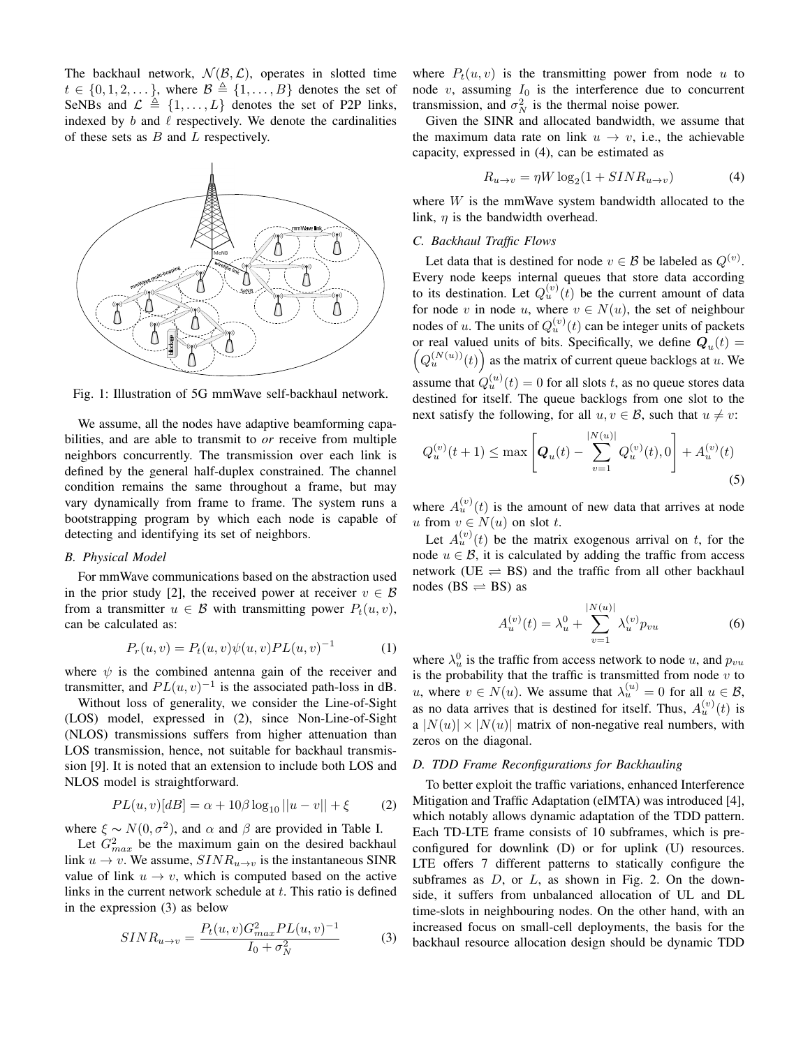The backhaul network, $\mathcal{N}(\mathcal{B}, \mathcal{L})$, operates in slotted time $t \in \{0, 1, 2, \dots\}$, where $\mathcal{B} \triangleq \{1, \dots, B\}$ denotes the set of SeNBs and $\mathcal{L} \triangleq \{1, \dots, L\}$ denotes the set of P2P links, indexed by $b$ and $\ell$ respectively. We denote the cardinalities of these sets as $B$ and $L$ respectively.

Fig. 1: Illustration of 5G mmWave self-backhaul network.

We assume, all the nodes have adaptive beamforming capabilities, and are able to transmit to *or* receive from multiple neighbors concurrently. The transmission over each link is defined by the general half-duplex constrained. The channel condition remains the same throughout a frame, but may vary dynamically from frame to frame. The system runs a bootstrapping program by which each node is capable of detecting and identifying its set of neighbors.

### *B. Physical Model*

For mmWave communications based on the abstraction used in the prior study [2], the received power at receiver $v \in \mathcal{B}$ from a transmitter $u \in \mathcal{B}$ with transmitting power $P_t(u, v)$, can be calculated as:

$$P_r(u, v) = P_t(u, v)\psi(u, v)PL(u, v)^{-1} \tag{1}$$

where $\psi$ is the combined antenna gain of the receiver and transmitter, and $PL(u, v)^{-1}$ is the associated path-loss in dB.

Without loss of generality, we consider the Line-of-Sight (LOS) model, expressed in (2), since Non-Line-of-Sight (NLOS) transmissions suffers from higher attenuation than LOS transmission, hence, not suitable for backhaul transmission [9]. It is noted that an extension to include both LOS and NLOS model is straightforward.

$$PL(u, v)[dB] = \alpha + 10\beta \log_{10} ||u - v|| + \xi \tag{2}$$

where $\xi \sim N(0, \sigma^2)$, and $\alpha$ and $\beta$ are provided in Table I.

Let $G_{max}^2$ be the maximum gain on the desired backhaul link $u \to v$. We assume, $SINR_{u \to v}$ is the instantaneous SINR value of link $u \to v$, which is computed based on the active links in the current network schedule at $t$. This ratio is defined in the expression (3) as below

$$SINR_{u \to v} = \frac{P_t(u, v) G_{max}^2 PL(u, v)^{-1}}{I_0 + \sigma_N^2} \tag{3}$$

where $P_t(u, v)$ is the transmitting power from node $u$ to node $v$, assuming $I_0$ is the interference due to concurrent transmission, and $\sigma_N^2$ is the thermal noise power.

Given the SINR and allocated bandwidth, we assume that the maximum data rate on link $u \to v$, i.e., the achievable capacity, expressed in (4), can be estimated as

$$R_{u \to v} = \eta W \log_2(1 + SINR_{u \to v}) \tag{4}$$

where $W$ is the mmWave system bandwidth allocated to the link, $\eta$ is the bandwidth overhead.

### *C. Backhaul Traffic Flows*

Let data that is destined for node $v \in \mathcal{B}$ be labeled as $Q^{(v)}$. Every node keeps internal queues that store data according to its destination. Let $Q_u^{(v)}(t)$ be the current amount of data for node $v$ in node $u$, where $v \in N(u)$, the set of neighbour nodes of $u$. The units of $Q_u^{(v)}(t)$ can be integer units of packets or real valued units of bits. Specifically, we define $\boldsymbol{Q}_u(t) = \left(Q_u^{(N(u))}(t)\right)$ as the matrix of current queue backlogs at $u$. We assume that $Q_u^{(u)}(t) = 0$ for all slots $t$, as no queue stores data destined for itself. The queue backlogs from one slot to the next satisfy the following, for all $u, v \in \mathcal{B}$, such that $u \neq v$:

$$Q_u^{(v)}(t+1) \leq \max \left[ \boldsymbol{Q}_u(t) - \sum_{v=1}^{|N(u)|} Q_u^{(v)}(t), 0 \right] + A_u^{(v)}(t) \tag{5}$$

where $A_u^{(v)}(t)$ is the amount of new data that arrives at node $u$ from $v \in N(u)$ on slot $t$.

Let $A_u^{(v)}(t)$ be the matrix exogenous arrival on $t$, for the node $u \in \mathcal{B}$, it is calculated by adding the traffic from access network (UE $\rightleftharpoons$ BS) and the traffic from all other backhaul nodes (BS $\rightleftharpoons$ BS) as

$$A_u^{(v)}(t) = \lambda_u^0 + \sum_{v=1}^{|N(u)|} \lambda_u^{(v)} p_{vu} \tag{6}$$

where $\lambda_u^0$ is the traffic from access network to node $u$, and $p_{vu}$ is the probability that the traffic is transmitted from node $v$ to $u$, where $v \in N(u)$. We assume that $\lambda_u^{(u)} = 0$ for all $u \in \mathcal{B}$, as no data arrives that is destined for itself. Thus, $A_u^{(v)}(t)$ is a $|N(u)| \times |N(u)|$ matrix of non-negative real numbers, with zeros on the diagonal.

### *D. TDD Frame Reconfigurations for Backhauling*

To better exploit the traffic variations, enhanced Interference Mitigation and Traffic Adaptation (eIMTA) was introduced [4], which notably allows dynamic adaptation of the TDD pattern. Each TD-LTE frame consists of 10 subframes, which is pre-configured for downlink (D) or for uplink (U) resources. LTE offers 7 different patterns to statically configure the subframes as $D$, or $L$, as shown in Fig. 2. On the down-side, it suffers from unbalanced allocation of UL and DL time-slots in neighbouring nodes. On the other hand, with an increased focus on small-cell deployments, the basis for the backhaul resource allocation design should be dynamic TDD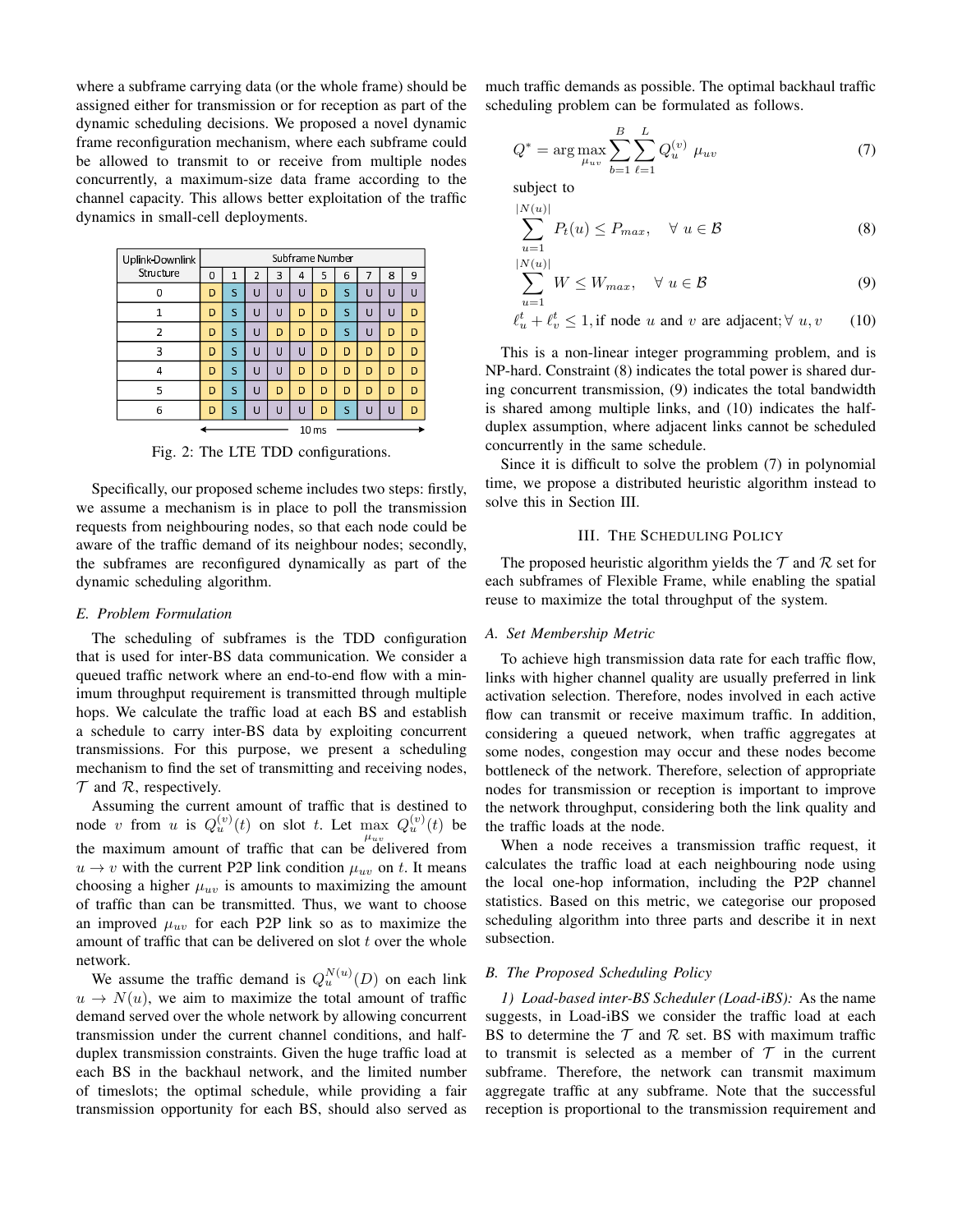where a subframe carrying data (or the whole frame) should be assigned either for transmission or for reception as part of the dynamic scheduling decisions. We proposed a novel dynamic frame reconfiguration mechanism, where each subframe could be allowed to transmit to or receive from multiple nodes concurrently, a maximum-size data frame according to the channel capacity. This allows better exploitation of the traffic dynamics in small-cell deployments.

| Uplink-Downlink Structure | Subframe Number | | | | | | | | | |
|---|---|---|---|---|---|---|---|---|---|---|
| | 0 | 1 | 2 | 3 | 4 | 5 | 6 | 7 | 8 | 9 |
| 0 | D | S | U | U | U | D | S | U | U | U |
| 1 | D | S | U | U | D | D | S | U | U | D |
| 2 | D | S | U | D | D | D | S | U | D | D |
| 3 | D | S | U | U | U | D | D | D | D | D |
| 4 | D | S | U | U | D | D | D | D | D | D |
| 5 | D | S | U | D | D | D | D | D | D | D |
| 6 | D | S | U | U | U | D | S | U | U | D |

← 10 ms →

Fig. 2: The LTE TDD configurations.

Specifically, our proposed scheme includes two steps: firstly, we assume a mechanism is in place to poll the transmission requests from neighbouring nodes, so that each node could be aware of the traffic demand of its neighbour nodes; secondly, the subframes are reconfigured dynamically as part of the dynamic scheduling algorithm.

### E. Problem Formulation

The scheduling of subframes is the TDD configuration that is used for inter-BS data communication. We consider a queued traffic network where an end-to-end flow with a minimum throughput requirement is transmitted through multiple hops. We calculate the traffic load at each BS and establish a schedule to carry inter-BS data by exploiting concurrent transmissions. For this purpose, we present a scheduling mechanism to find the set of transmitting and receiving nodes, $\mathcal{T}$ and $\mathcal{R}$, respectively.

Assuming the current amount of traffic that is destined to node $v$ from $u$ is $Q_u^{(v)}(t)$ on slot $t$. Let $\max_{\mu_{uv}} Q_u^{(v)}(t)$ be the maximum amount of traffic that can be delivered from $u \to v$ with the current P2P link condition $\mu_{uv}$ on $t$. It means choosing a higher $\mu_{uv}$ is amounts to maximizing the amount of traffic than can be transmitted. Thus, we want to choose an improved $\mu_{uv}$ for each P2P link so as to maximize the amount of traffic that can be delivered on slot $t$ over the whole network.

We assume the traffic demand is $Q_u^{N(u)}(D)$ on each link $u \to N(u)$, we aim to maximize the total amount of traffic demand served over the whole network by allowing concurrent transmission under the current channel conditions, and half-duplex transmission constraints. Given the huge traffic load at each BS in the backhaul network, and the limited number of timeslots; the optimal schedule, while providing a fair transmission opportunity for each BS, should also served as much traffic demands as possible. The optimal backhaul traffic scheduling problem can be formulated as follows.

$$Q^* = \arg\max_{\mu_{uv}} \sum_{b=1}^{B} \sum_{\ell=1}^{L} Q_u^{(v)} \; \mu_{uv} \tag{7}$$

subject to

$$\sum_{u=1}^{|N(u)|} P_t(u) \leq P_{max}, \quad \forall \; u \in \mathcal{B} \tag{8}$$

$$\sum_{u=1}^{|N(u)|} W \leq W_{max}, \quad \forall \; u \in \mathcal{B} \tag{9}$$

$$\ell_u^t + \ell_v^t \leq 1, \text{if node } u \text{ and } v \text{ are adjacent}; \forall \; u, v \tag{10}$$

This is a non-linear integer programming problem, and is NP-hard. Constraint (8) indicates the total power is shared during concurrent transmission, (9) indicates the total bandwidth is shared among multiple links, and (10) indicates the half-duplex assumption, where adjacent links cannot be scheduled concurrently in the same schedule.

Since it is difficult to solve the problem (7) in polynomial time, we propose a distributed heuristic algorithm instead to solve this in Section III.

## III. The Scheduling Policy

The proposed heuristic algorithm yields the $\mathcal{T}$ and $\mathcal{R}$ set for each subframes of Flexible Frame, while enabling the spatial reuse to maximize the total throughput of the system.

### A. Set Membership Metric

To achieve high transmission data rate for each traffic flow, links with higher channel quality are usually preferred in link activation selection. Therefore, nodes involved in each active flow can transmit or receive maximum traffic. In addition, considering a queued network, when traffic aggregates at some nodes, congestion may occur and these nodes become bottleneck of the network. Therefore, selection of appropriate nodes for transmission or reception is important to improve the network throughput, considering both the link quality and the traffic loads at the node.

When a node receives a transmission traffic request, it calculates the traffic load at each neighbouring node using the local one-hop information, including the P2P channel statistics. Based on this metric, we categorise our proposed scheduling algorithm into three parts and describe it in next subsection.

### B. The Proposed Scheduling Policy

*1) Load-based inter-BS Scheduler (Load-iBS):* As the name suggests, in Load-iBS we consider the traffic load at each BS to determine the $\mathcal{T}$ and $\mathcal{R}$ set. BS with maximum traffic to transmit is selected as a member of $\mathcal{T}$ in the current subframe. Therefore, the network can transmit maximum aggregate traffic at any subframe. Note that the successful reception is proportional to the transmission requirement and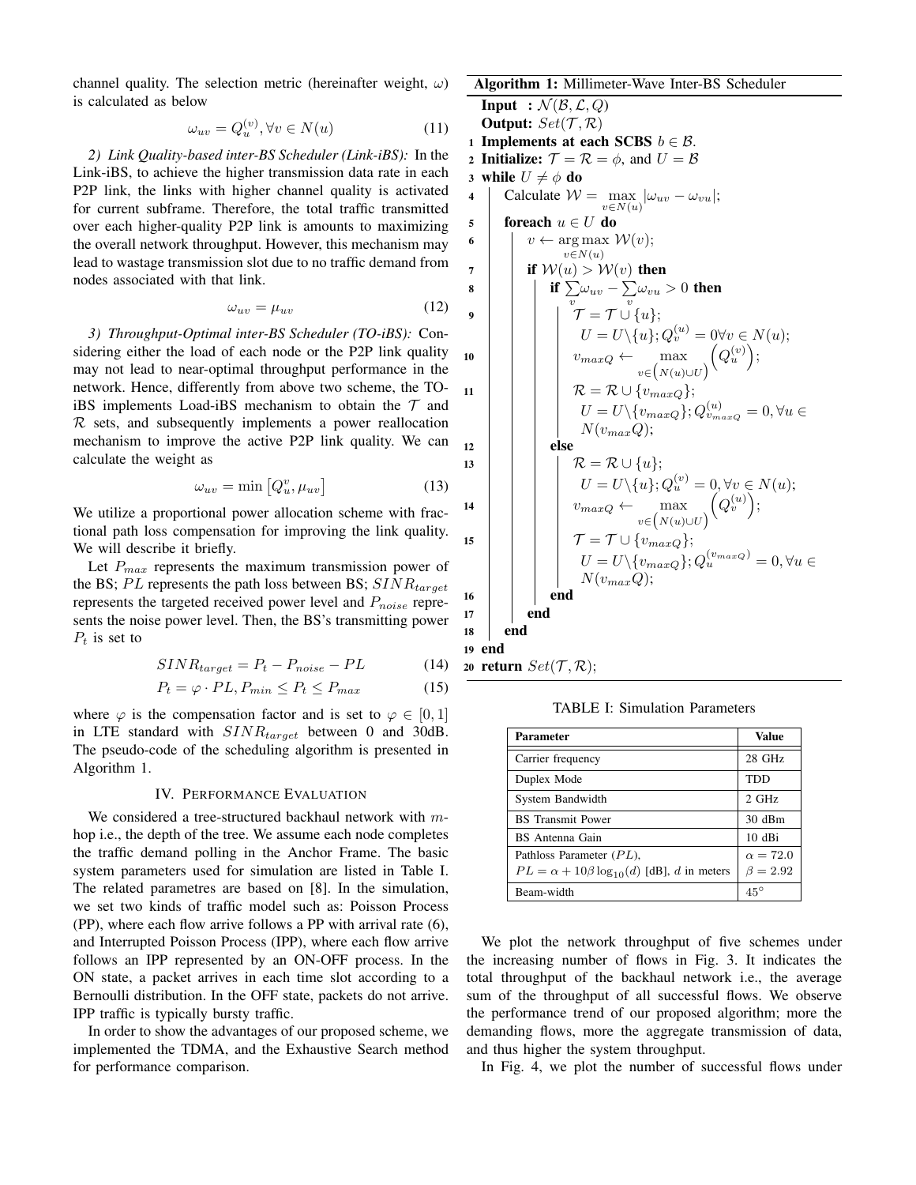channel quality. The selection metric (hereinafter weight, $\omega$) is calculated as below

$$\omega_{uv} = Q_u^{(v)}, \forall v \in N(u) \tag{11}$$

*2) Link Quality-based inter-BS Scheduler (Link-iBS):* In the Link-iBS, to achieve the higher transmission data rate in each P2P link, the links with higher channel quality is activated for current subframe. Therefore, the total traffic transmitted over each higher-quality P2P link is amounts to maximizing the overall network throughput. However, this mechanism may lead to wastage transmission slot due to no traffic demand from nodes associated with that link.

$$\omega_{uv} = \mu_{uv} \tag{12}$$

*3) Throughput-Optimal inter-BS Scheduler (TO-iBS):* Considering either the load of each node or the P2P link quality may not lead to near-optimal throughput performance in the network. Hence, differently from above two scheme, the TO-iBS implements Load-iBS mechanism to obtain the $\mathcal{T}$ and $\mathcal{R}$ sets, and subsequently implements a power reallocation mechanism to improve the active P2P link quality. We can calculate the weight as

$$\omega_{uv} = \min\left[Q_u^v, \mu_{uv}\right] \tag{13}$$

We utilize a proportional power allocation scheme with fractional path loss compensation for improving the link quality. We will describe it briefly.

Let $P_{max}$ represents the maximum transmission power of the BS; $PL$ represents the path loss between BS; $SINR_{target}$ represents the targeted received power level and $P_{noise}$ represents the noise power level. Then, the BS's transmitting power $P_t$ is set to

$$SINR_{target} = P_t - P_{noise} - PL \tag{14}$$

$$P_t = \varphi \cdot PL, P_{min} \leq P_t \leq P_{max} \tag{15}$$

where $\varphi$ is the compensation factor and is set to $\varphi \in [0, 1]$ in LTE standard with $SINR_{target}$ between 0 and 30dB. The pseudo-code of the scheduling algorithm is presented in Algorithm 1.

**Algorithm 1:** Millimeter-Wave Inter-BS Scheduler

**Input :** $\mathcal{N}(\mathcal{B}, \mathcal{L}, Q)$
**Output:** $Set(\mathcal{T}, \mathcal{R})$

1. **Implements at each SCBS** $b \in \mathcal{B}$.
2. **Initialize:** $\mathcal{T} = \mathcal{R} = \phi$, and $U = \mathcal{B}$
3. **while** $U \neq \phi$ **do**
4. &nbsp;&nbsp;&nbsp;&nbsp;Calculate $\mathcal{W} = \max\limits_{v \in N(u)} |\omega_{uv} - \omega_{vu}|$;
5. &nbsp;&nbsp;&nbsp;&nbsp;**foreach** $u \in U$ **do**
6. &nbsp;&nbsp;&nbsp;&nbsp;&nbsp;&nbsp;&nbsp;&nbsp;$v \leftarrow \arg\max\limits_{v \in N(u)} \mathcal{W}(v)$;
7. &nbsp;&nbsp;&nbsp;&nbsp;&nbsp;&nbsp;&nbsp;&nbsp;**if** $\mathcal{W}(u) > \mathcal{W}(v)$ **then**
8. &nbsp;&nbsp;&nbsp;&nbsp;&nbsp;&nbsp;&nbsp;&nbsp;&nbsp;&nbsp;&nbsp;&nbsp;**if** $\sum\limits_v \omega_{uv} - \sum\limits_v \omega_{vu} > 0$ **then**
9. &nbsp;&nbsp;&nbsp;&nbsp;&nbsp;&nbsp;&nbsp;&nbsp;&nbsp;&nbsp;&nbsp;&nbsp;&nbsp;&nbsp;&nbsp;&nbsp;$\mathcal{T} = \mathcal{T} \cup \{u\}$; $U = U \backslash \{u\}; Q_v^{(u)} = 0 \forall v \in N(u)$;
10. &nbsp;&nbsp;&nbsp;&nbsp;&nbsp;&nbsp;&nbsp;&nbsp;&nbsp;&nbsp;&nbsp;&nbsp;&nbsp;&nbsp;&nbsp;&nbsp;$v_{maxQ} \leftarrow \max\limits_{v \in \left(N(u) \cup U\right)} \left(Q_u^{(v)}\right)$;
11. &nbsp;&nbsp;&nbsp;&nbsp;&nbsp;&nbsp;&nbsp;&nbsp;&nbsp;&nbsp;&nbsp;&nbsp;&nbsp;&nbsp;&nbsp;&nbsp;$\mathcal{R} = \mathcal{R} \cup \{v_{maxQ}\}$; $U = U \backslash \{v_{maxQ}\}; Q_{v_{maxQ}}^{(u)} = 0, \forall u \in N(v_{max}Q)$;
12. &nbsp;&nbsp;&nbsp;&nbsp;&nbsp;&nbsp;&nbsp;&nbsp;&nbsp;&nbsp;&nbsp;&nbsp;**else**
13. &nbsp;&nbsp;&nbsp;&nbsp;&nbsp;&nbsp;&nbsp;&nbsp;&nbsp;&nbsp;&nbsp;&nbsp;&nbsp;&nbsp;&nbsp;&nbsp;$\mathcal{R} = \mathcal{R} \cup \{u\}$; $U = U \backslash \{u\}; Q_u^{(v)} = 0, \forall v \in N(u)$;
14. &nbsp;&nbsp;&nbsp;&nbsp;&nbsp;&nbsp;&nbsp;&nbsp;&nbsp;&nbsp;&nbsp;&nbsp;&nbsp;&nbsp;&nbsp;&nbsp;$v_{maxQ} \leftarrow \max\limits_{v \in \left(N(u) \cup U\right)} \left(Q_v^{(u)}\right)$;
15. &nbsp;&nbsp;&nbsp;&nbsp;&nbsp;&nbsp;&nbsp;&nbsp;&nbsp;&nbsp;&nbsp;&nbsp;&nbsp;&nbsp;&nbsp;&nbsp;$\mathcal{T} = \mathcal{T} \cup \{v_{maxQ}\}$; $U = U \backslash \{v_{maxQ}\}; Q_u^{(v_{maxQ})} = 0, \forall u \in N(v_{max}Q)$;
16. &nbsp;&nbsp;&nbsp;&nbsp;&nbsp;&nbsp;&nbsp;&nbsp;&nbsp;&nbsp;&nbsp;&nbsp;**end**
17. &nbsp;&nbsp;&nbsp;&nbsp;&nbsp;&nbsp;&nbsp;&nbsp;**end**
18. &nbsp;&nbsp;&nbsp;&nbsp;**end**
19. **end**
20. **return** $Set(\mathcal{T}, \mathcal{R})$;

## IV. Performance Evaluation

We considered a tree-structured backhaul network with $m$-hop i.e., the depth of the tree. We assume each node completes the traffic demand polling in the Anchor Frame. The basic system parameters used for simulation are listed in Table I. The related parametres are based on [8]. In the simulation, we set two kinds of traffic model such as: Poisson Process (PP), where each flow arrive follows a PP with arrival rate (6), and Interrupted Poisson Process (IPP), where each flow arrive follows an IPP represented by an ON-OFF process. In the ON state, a packet arrives in each time slot according to a Bernoulli distribution. In the OFF state, packets do not arrive. IPP traffic is typically bursty traffic.

In order to show the advantages of our proposed scheme, we implemented the TDMA, and the Exhaustive Search method for performance comparison.

TABLE I: Simulation Parameters

| Parameter | Value |
|---|---|
| Carrier frequency | 28 GHz |
| Duplex Mode | TDD |
| System Bandwidth | 2 GHz |
| BS Transmit Power | 30 dBm |
| BS Antenna Gain | 10 dBi |
| Pathloss Parameter ($PL$), $PL = \alpha + 10\beta \log_{10}(d)$ [dB], $d$ in meters | $\alpha = 72.0$ $\beta = 2.92$ |
| Beam-width | $45^\circ$ |

We plot the network throughput of five schemes under the increasing number of flows in Fig. 3. It indicates the total throughput of the backhaul network i.e., the average sum of the throughput of all successful flows. We observe the performance trend of our proposed algorithm; more the demanding flows, more the aggregate transmission of data, and thus higher the system throughput.

In Fig. 4, we plot the number of successful flows under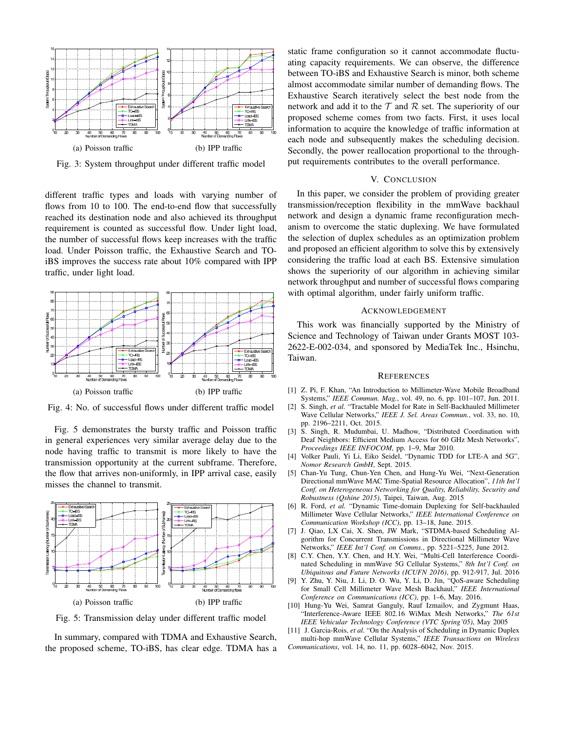16
14
12
10
8
6
4
2
0
System Throughput (Gbps)
10 20 30 40 50 60 70 80 90 100
Number of Demanding Flows
Exhaustive Search
TO-iBS
Load-iBS
Link-iBS
TDMA

(a) Poisson traffic

14
12
10
8
6
4
2
0
System Throughput (Gbps)
10 20 30 40 50 60 70 80 90 100
Number of Demanding Flows
Exhaustive Search
TO-iBS
Load-iBS
Link-iBS
TDMA

(b) IPP traffic

Fig. 3: System throughput under different traffic model

different traffic types and loads with varying number of flows from 10 to 100. The end-to-end flow that successfully reached its destination node and also achieved its throughput requirement is counted as successful flow. Under light load, the number of successful flows keep increases with the traffic load. Under Poisson traffic, the Exhaustive Search and TO-iBS improves the success rate about 10% compared with IPP traffic, under light load.

90
80
70
60
50
40
30
20
10
0
Number of Successful Flows
10 20 30 40 50 60 70 80 90 100
Number of Demanding Flows
Exhaustive Search
TO-iBS
Load-iBS
Link-iBS
TDMA

(a) Poisson traffic

80
70
60
50
40
30
20
10
0
Number of Successful Flows
10 20 30 40 50 60 70 80 90 100
Number of Demanding Flows
Exhaustive Search
TO-iBS
Load-iBS
Link-iBS
TDMA

(b) IPP traffic

Fig. 4: No. of successful flows under different traffic model

Fig. 5 demonstrates the bursty traffic and Poisson traffic in general experiences very similar average delay due to the node having traffic to transmit is more likely to have the transmission opportunity at the current subframe. Therefore, the flow that arrives non-uniformly, in IPP arrival case, easily misses the channel to transmit.

25
20
15
10
5
0
Transmission Latency (Number of Subframes)
10 20 30 40 50 60 70 80 90 100
Number of Demanding Flows
Exhaustive Search
TO-iBS
Load-iBS
Link-iBS
TDMA

(a) Poisson traffic

25
20
15
10
5
0
Transmission Latency (Number of Subframes)
10 20 30 40 50 60 70 80 90 100
Number of Demanding flows
Exhaustive Search
TO-iBS
Load-iBS
Link-iBS
TDMA

(b) IPP traffic

Fig. 5: Transmission delay under different traffic model

In summary, compared with TDMA and Exhaustive Search, the proposed scheme, TO-iBS, has clear edge. TDMA has a static frame configuration so it cannot accommodate fluctuating capacity requirements. We can observe, the difference between TO-iBS and Exhaustive Search is minor, both scheme almost accommodate similar number of demanding flows. The Exhaustive Search iteratively select the best node from the network and add it to the $\mathcal{T}$ and $\mathcal{R}$ set. The superiority of our proposed scheme comes from two facts. First, it uses local information to acquire the knowledge of traffic information at each node and subsequently makes the scheduling decision. Secondly, the power reallocation proportional to the throughput requirements contributes to the overall performance.

## V. Conclusion

In this paper, we consider the problem of providing greater transmission/reception flexibility in the mmWave backhaul network and design a dynamic frame reconfiguration mechanism to overcome the static duplexing. We have formulated the selection of duplex schedules as an optimization problem and proposed an efficient algorithm to solve this by extensively considering the traffic load at each BS. Extensive simulation shows the superiority of our algorithm in achieving similar network throughput and number of successful flows comparing with optimal algorithm, under fairly uniform traffic.

## Acknowledgement

This work was financially supported by the Ministry of Science and Technology of Taiwan under Grants MOST 103-2622-E-002-034, and sponsored by MediaTek Inc., Hsinchu, Taiwan.

## References

[1] Z. Pi, F. Khan, "An Introduction to Millimeter-Wave Mobile Broadband Systems," *IEEE Commun. Mag.*, vol. 49, no. 6, pp. 101–107, Jun. 2011.

[2] S. Singh, *et al.* "Tractable Model for Rate in Self-Backhauled Millimeter Wave Cellular Networks," *IEEE J. Sel. Areas Commun.*, vol. 33, no. 10, pp. 2196–2211, Oct. 2015.

[3] S. Singh, R. Mudumbai, U. Madhow, "Distributed Coordination with Deaf Neighbors: Efficient Medium Access for 60 GHz Mesh Networks", *Proceedings IEEE INFOCOM*, pp. 1–9, Mar 2010.

[4] Volker Pauli, Yi Li, Eiko Seidel, "Dynamic TDD for LTE-A and 5G", *Nomor Research GmbH*, Sept. 2015.

[5] Chan-Yu Tung, Chun-Yen Chen, and Hung-Yu Wei, "Next-Generation Directional mmWave MAC Time-Spatial Resource Allocation", *11th Int'l Conf. on Heterogeneous Networking for Quality, Reliability, Security and Robustness (Qshine 2015)*, Taipei, Taiwan, Aug. 2015

[6] R. Ford, *et al.* "Dynamic Time-domain Duplexing for Self-backhauled Millimeter Wave Cellular Networks," *IEEE International Conference on Communication Workshop (ICC)*, pp. 13–18, June. 2015.

[7] J. Qiao, LX Cai, X. Shen, JW Mark, "STDMA-based Scheduling Algorithm for Concurrent Transmissions in Directional Millimeter Wave Networks," *IEEE Int'l Conf. on Comms.*, pp. 5221–5225, June 2012.

[8] C.Y. Chen, Y.Y. Chen, and H.Y. Wei, "Multi-Cell Interference Coordinated Scheduling in mmWave 5G Cellular Systems," *8th Int'l Conf. on Ubiquitous and Future Networks (ICUFN 2016)*, pp. 912-917, Jul. 2016

[9] Y. Zhu, Y. Niu, J. Li, D. O. Wu, Y. Li, D. Jin, "QoS-aware Scheduling for Small Cell Millimeter Wave Mesh Backhaul," *IEEE International Conference on Communications (ICC)*, pp. 1–6, May. 2016.

[10] Hung-Yu Wei, Samrat Ganguly, Rauf Izmailov, and Zygmunt Haas, "Interference-Aware IEEE 802.16 WiMax Mesh Networks," *The 61st IEEE Vehicular Technology Conference (VTC Spring'05)*, May 2005

[11] J. Garcia-Rois, *et al.* "On the Analysis of Scheduling in Dynamic Duplex multi-hop mmWave Cellular Systems," *IEEE Transactions on Wireless Communications*, vol. 14, no. 11, pp. 6028–6042, Nov. 2015.